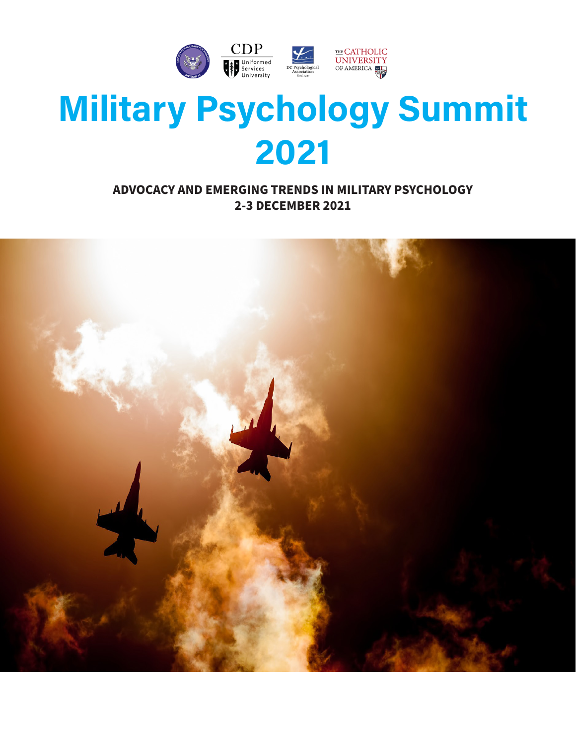# Military Psychology Summit 2021

**ADVOCACY AND EMERGING TRENDS IN MILITARY PSYCHOLOGY**
**2-3 DECEMBER 2021**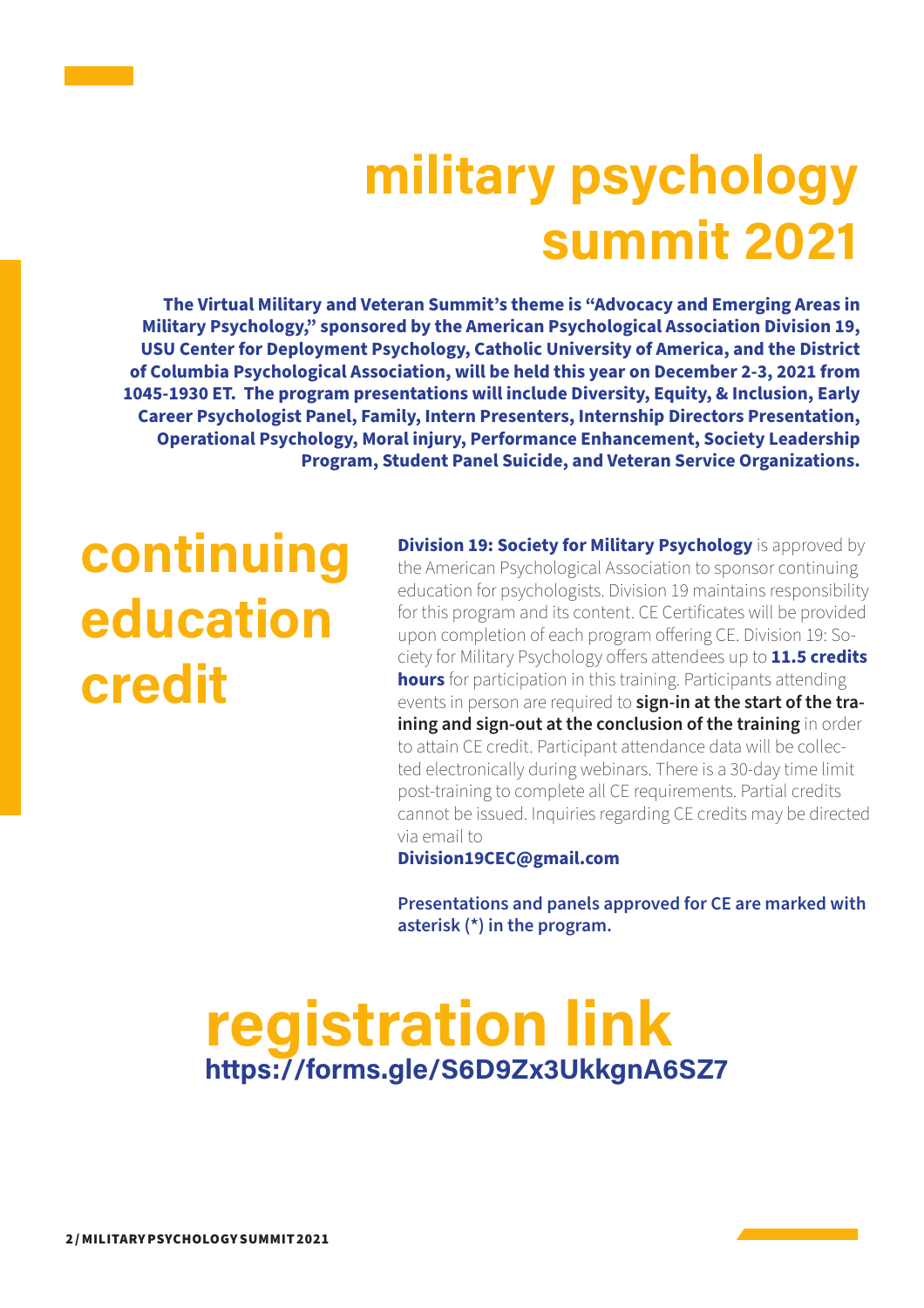# military psychology summit 2021

**The Virtual Military and Veteran Summit's theme is "Advocacy and Emerging Areas in Military Psychology," sponsored by the American Psychological Association Division 19, USU Center for Deployment Psychology, Catholic University of America, and the District of Columbia Psychological Association, will be held this year on December 2-3, 2021 from 1045-1930 ET. The program presentations will include Diversity, Equity, & Inclusion, Early Career Psychologist Panel, Family, Intern Presenters, Internship Directors Presentation, Operational Psychology, Moral injury, Performance Enhancement, Society Leadership Program, Student Panel Suicide, and Veteran Service Organizations.**

## continuing education credit

**Division 19: Society for Military Psychology** is approved by the American Psychological Association to sponsor continuing education for psychologists. Division 19 maintains responsibility for this program and its content. CE Certificates will be provided upon completion of each program offering CE. Division 19: Society for Military Psychology offers attendees up to **11.5 credits hours** for participation in this training. Participants attending events in person are required to **sign-in at the start of the training and sign-out at the conclusion of the training** in order to attain CE credit. Participant attendance data will be collected electronically during webinars. There is a 30-day time limit post-training to complete all CE requirements. Partial credits cannot be issued. Inquiries regarding CE credits may be directed via email to
**Division19CEC@gmail.com**

**Presentations and panels approved for CE are marked with asterisk (*) in the program.**

## registration link

**https://forms.gle/S6D9Zx3UkkgnA6SZ7**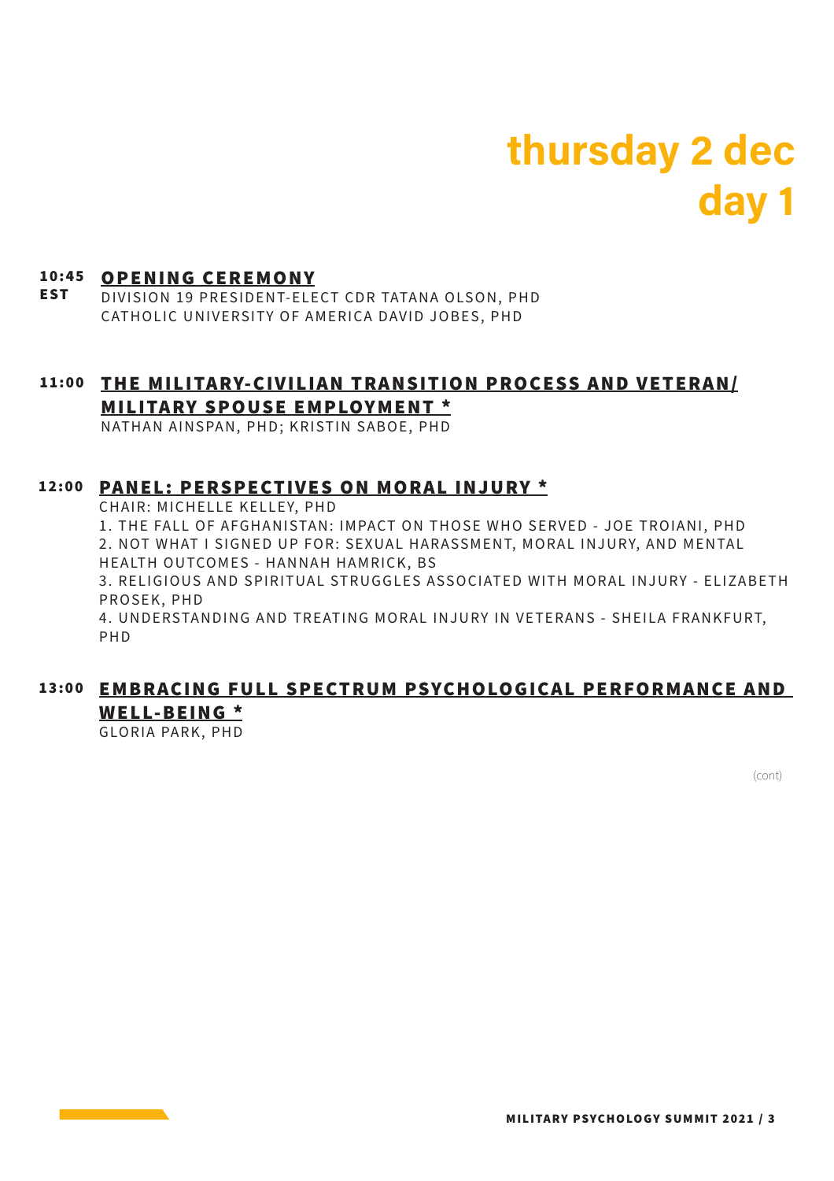# thursday 2 dec
# day 1

**10:45 EST** **OPENING CEREMONY**

DIVISION 19 PRESIDENT-ELECT CDR TATANA OLSON, PHD
CATHOLIC UNIVERSITY OF AMERICA DAVID JOBES, PHD

**11:00** **THE MILITARY-CIVILIAN TRANSITION PROCESS AND VETERAN/ MILITARY SPOUSE EMPLOYMENT ***

NATHAN AINSPAN, PHD; KRISTIN SABOE, PHD

**12:00** **PANEL: PERSPECTIVES ON MORAL INJURY ***

CHAIR: MICHELLE KELLEY, PHD

1. THE FALL OF AFGHANISTAN: IMPACT ON THOSE WHO SERVED - JOE TROIANI, PHD
2. NOT WHAT I SIGNED UP FOR: SEXUAL HARASSMENT, MORAL INJURY, AND MENTAL HEALTH OUTCOMES - HANNAH HAMRICK, BS
3. RELIGIOUS AND SPIRITUAL STRUGGLES ASSOCIATED WITH MORAL INJURY - ELIZABETH PROSEK, PHD
4. UNDERSTANDING AND TREATING MORAL INJURY IN VETERANS - SHEILA FRANKFURT, PHD

**13:00** **EMBRACING FULL SPECTRUM PSYCHOLOGICAL PERFORMANCE AND WELL-BEING ***

GLORIA PARK, PHD

(cont)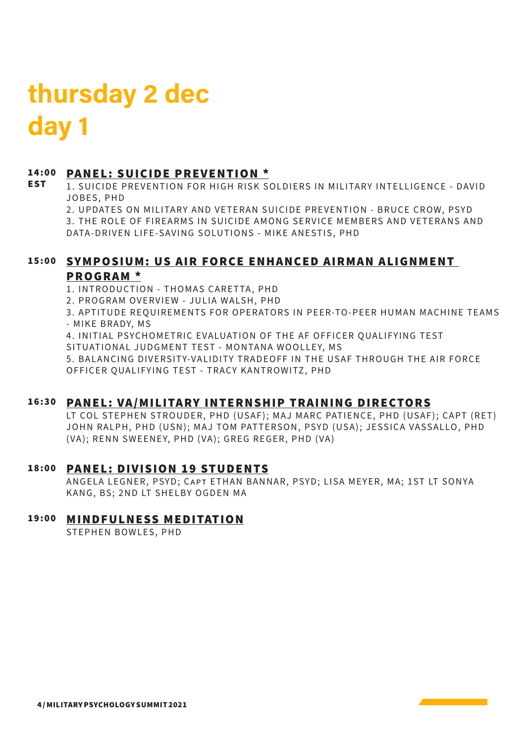# thursday 2 dec
# day 1

**14:00 EST** **PANEL: SUICIDE PREVENTION ***

1. SUICIDE PREVENTION FOR HIGH RISK SOLDIERS IN MILITARY INTELLIGENCE - DAVID JOBES, PHD
2. UPDATES ON MILITARY AND VETERAN SUICIDE PREVENTION - BRUCE CROW, PSYD
3. THE ROLE OF FIREARMS IN SUICIDE AMONG SERVICE MEMBERS AND VETERANS AND DATA-DRIVEN LIFE-SAVING SOLUTIONS - MIKE ANESTIS, PHD

**15:00** **SYMPOSIUM: US AIR FORCE ENHANCED AIRMAN ALIGNMENT PROGRAM ***

1. INTRODUCTION - THOMAS CARETTA, PHD
2. PROGRAM OVERVIEW - JULIA WALSH, PHD
3. APTITUDE REQUIREMENTS FOR OPERATORS IN PEER-TO-PEER HUMAN MACHINE TEAMS - MIKE BRADY, MS
4. INITIAL PSYCHOMETRIC EVALUATION OF THE AF OFFICER QUALIFYING TEST SITUATIONAL JUDGMENT TEST - MONTANA WOOLLEY, MS
5. BALANCING DIVERSITY-VALIDITY TRADEOFF IN THE USAF THROUGH THE AIR FORCE OFFICER QUALIFYING TEST - TRACY KANTROWITZ, PHD

**16:30** **PANEL: VA/MILITARY INTERNSHIP TRAINING DIRECTORS**

LT COL STEPHEN STROUDER, PHD (USAF); MAJ MARC PATIENCE, PHD (USAF); CAPT (RET) JOHN RALPH, PHD (USN); MAJ TOM PATTERSON, PSYD (USA); JESSICA VASSALLO, PHD (VA); RENN SWEENEY, PHD (VA); GREG REGER, PHD (VA)

**18:00** **PANEL: DIVISION 19 STUDENTS**

ANGELA LEGNER, PSYD; CAPT ETHAN BANNAR, PSYD; LISA MEYER, MA; 1ST LT SONYA KANG, BS; 2ND LT SHELBY OGDEN MA

**19:00** **MINDFULNESS MEDITATION**

STEPHEN BOWLES, PHD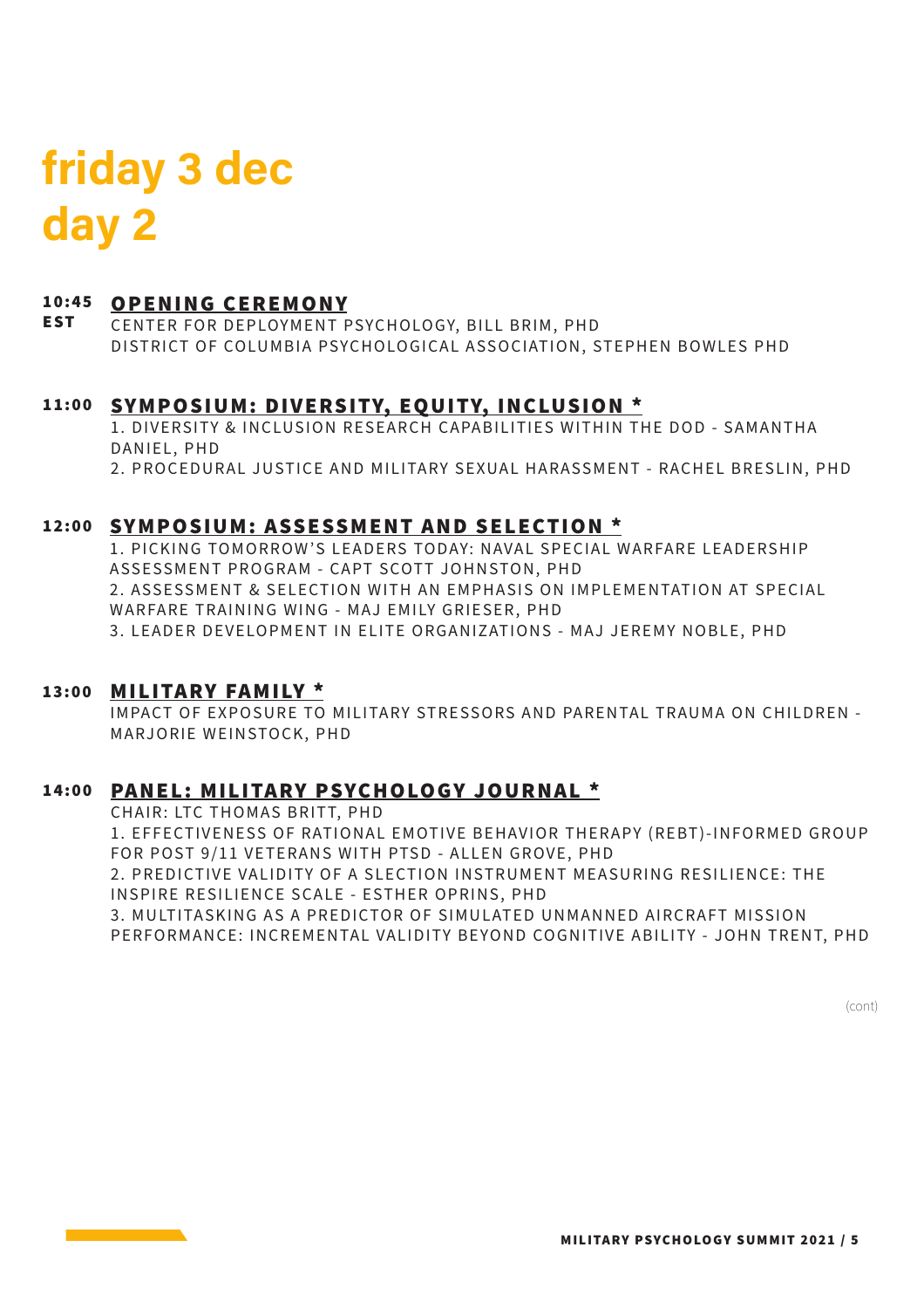# friday 3 dec
# day 2

**10:45 EST** **OPENING CEREMONY**

CENTER FOR DEPLOYMENT PSYCHOLOGY, BILL BRIM, PHD
DISTRICT OF COLUMBIA PSYCHOLOGICAL ASSOCIATION, STEPHEN BOWLES PHD

**11:00** **SYMPOSIUM: DIVERSITY, EQUITY, INCLUSION ***

1. DIVERSITY & INCLUSION RESEARCH CAPABILITIES WITHIN THE DOD - SAMANTHA DANIEL, PHD
2. PROCEDURAL JUSTICE AND MILITARY SEXUAL HARASSMENT - RACHEL BRESLIN, PHD

**12:00** **SYMPOSIUM: ASSESSMENT AND SELECTION ***

1. PICKING TOMORROW'S LEADERS TODAY: NAVAL SPECIAL WARFARE LEADERSHIP ASSESSMENT PROGRAM - CAPT SCOTT JOHNSTON, PHD
2. ASSESSMENT & SELECTION WITH AN EMPHASIS ON IMPLEMENTATION AT SPECIAL WARFARE TRAINING WING - MAJ EMILY GRIESER, PHD
3. LEADER DEVELOPMENT IN ELITE ORGANIZATIONS - MAJ JEREMY NOBLE, PHD

**13:00** **MILITARY FAMILY ***

IMPACT OF EXPOSURE TO MILITARY STRESSORS AND PARENTAL TRAUMA ON CHILDREN - MARJORIE WEINSTOCK, PHD

**14:00** **PANEL: MILITARY PSYCHOLOGY JOURNAL ***

CHAIR: LTC THOMAS BRITT, PHD

1. EFFECTIVENESS OF RATIONAL EMOTIVE BEHAVIOR THERAPY (REBT)-INFORMED GROUP FOR POST 9/11 VETERANS WITH PTSD - ALLEN GROVE, PHD
2. PREDICTIVE VALIDITY OF A SLECTION INSTRUMENT MEASURING RESILIENCE: THE INSPIRE RESILIENCE SCALE - ESTHER OPRINS, PHD
3. MULTITASKING AS A PREDICTOR OF SIMULATED UNMANNED AIRCRAFT MISSION PERFORMANCE: INCREMENTAL VALIDITY BEYOND COGNITIVE ABILITY - JOHN TRENT, PHD

(cont)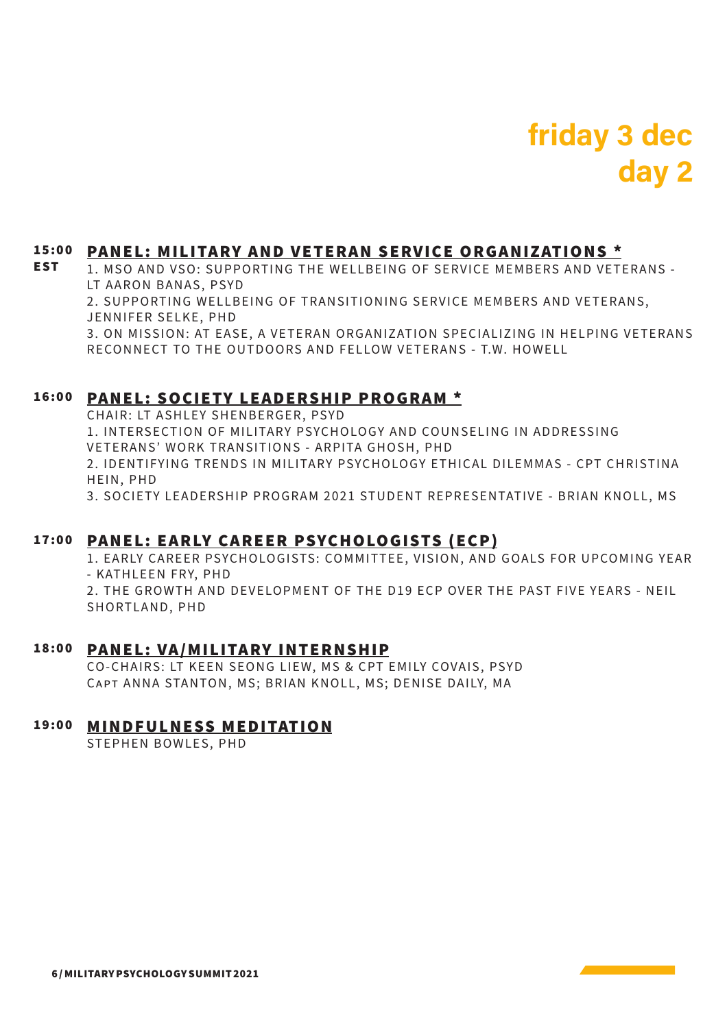# friday 3 dec
# day 2

**15:00 EST** **PANEL: MILITARY AND VETERAN SERVICE ORGANIZATIONS ***

1. MSO AND VSO: SUPPORTING THE WELLBEING OF SERVICE MEMBERS AND VETERANS - LT AARON BANAS, PSYD
2. SUPPORTING WELLBEING OF TRANSITIONING SERVICE MEMBERS AND VETERANS, JENNIFER SELKE, PHD
3. ON MISSION: AT EASE, A VETERAN ORGANIZATION SPECIALIZING IN HELPING VETERANS RECONNECT TO THE OUTDOORS AND FELLOW VETERANS - T.W. HOWELL

**16:00** **PANEL: SOCIETY LEADERSHIP PROGRAM ***

CHAIR: LT ASHLEY SHENBERGER, PSYD

1. INTERSECTION OF MILITARY PSYCHOLOGY AND COUNSELING IN ADDRESSING VETERANS' WORK TRANSITIONS - ARPITA GHOSH, PHD
2. IDENTIFYING TRENDS IN MILITARY PSYCHOLOGY ETHICAL DILEMMAS - CPT CHRISTINA HEIN, PHD
3. SOCIETY LEADERSHIP PROGRAM 2021 STUDENT REPRESENTATIVE - BRIAN KNOLL, MS

**17:00** **PANEL: EARLY CAREER PSYCHOLOGISTS (ECP)**

1. EARLY CAREER PSYCHOLOGISTS: COMMITTEE, VISION, AND GOALS FOR UPCOMING YEAR - KATHLEEN FRY, PHD
2. THE GROWTH AND DEVELOPMENT OF THE D19 ECP OVER THE PAST FIVE YEARS - NEIL SHORTLAND, PHD

**18:00** **PANEL: VA/MILITARY INTERNSHIP**

CO-CHAIRS: LT KEEN SEONG LIEW, MS & CPT EMILY COVAIS, PSYD
CAPT ANNA STANTON, MS; BRIAN KNOLL, MS; DENISE DAILY, MA

**19:00** **MINDFULNESS MEDITATION**

STEPHEN BOWLES, PHD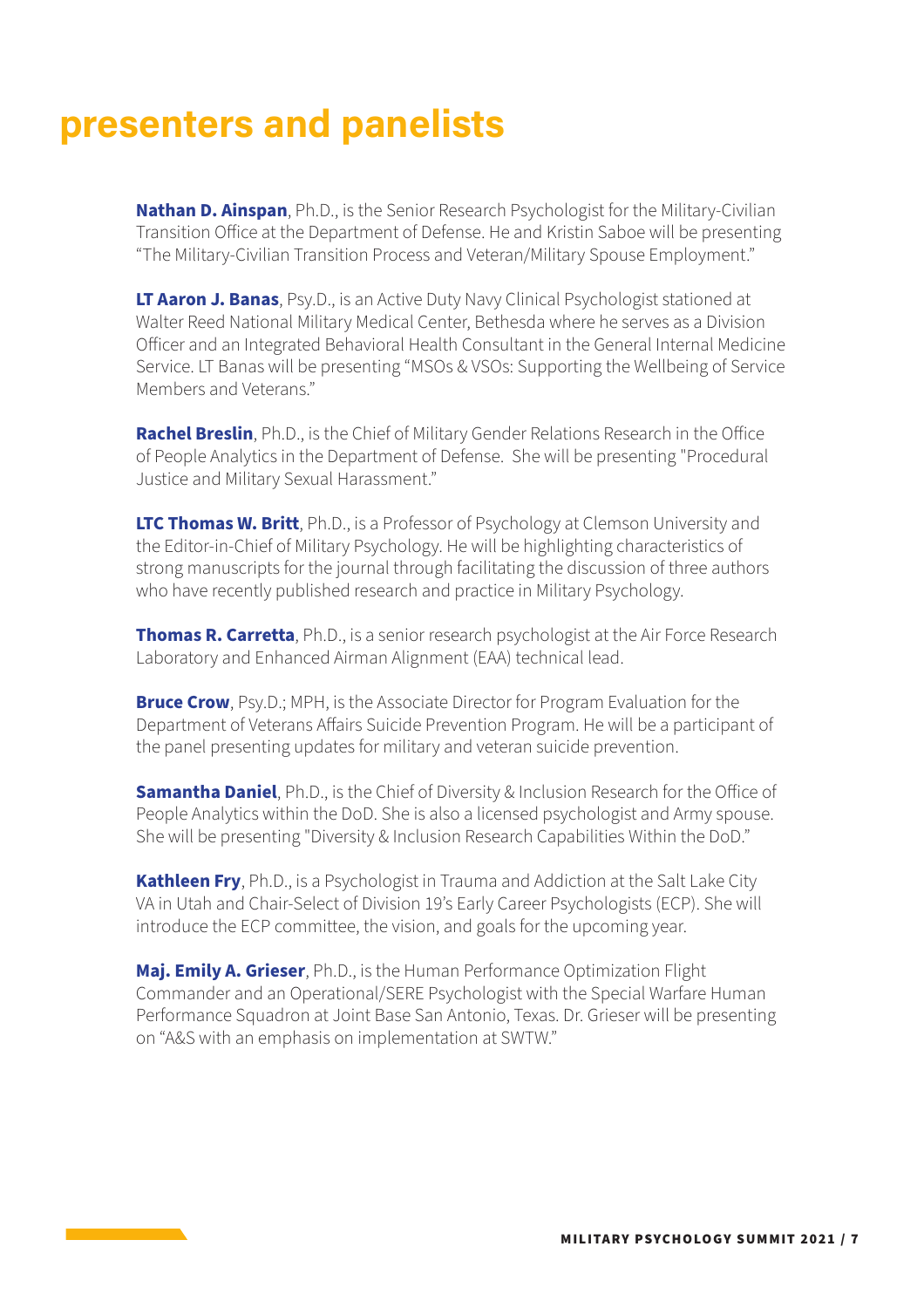# presenters and panelists

**Nathan D. Ainspan**, Ph.D., is the Senior Research Psychologist for the Military-Civilian Transition Office at the Department of Defense. He and Kristin Saboe will be presenting "The Military-Civilian Transition Process and Veteran/Military Spouse Employment."

**LT Aaron J. Banas**, Psy.D., is an Active Duty Navy Clinical Psychologist stationed at Walter Reed National Military Medical Center, Bethesda where he serves as a Division Officer and an Integrated Behavioral Health Consultant in the General Internal Medicine Service. LT Banas will be presenting "MSOs & VSOs: Supporting the Wellbeing of Service Members and Veterans."

**Rachel Breslin**, Ph.D., is the Chief of Military Gender Relations Research in the Office of People Analytics in the Department of Defense. She will be presenting "Procedural Justice and Military Sexual Harassment."

**LTC Thomas W. Britt**, Ph.D., is a Professor of Psychology at Clemson University and the Editor-in-Chief of Military Psychology. He will be highlighting characteristics of strong manuscripts for the journal through facilitating the discussion of three authors who have recently published research and practice in Military Psychology.

**Thomas R. Carretta**, Ph.D., is a senior research psychologist at the Air Force Research Laboratory and Enhanced Airman Alignment (EAA) technical lead.

**Bruce Crow**, Psy.D.; MPH, is the Associate Director for Program Evaluation for the Department of Veterans Affairs Suicide Prevention Program. He will be a participant of the panel presenting updates for military and veteran suicide prevention.

**Samantha Daniel**, Ph.D., is the Chief of Diversity & Inclusion Research for the Office of People Analytics within the DoD. She is also a licensed psychologist and Army spouse. She will be presenting "Diversity & Inclusion Research Capabilities Within the DoD."

**Kathleen Fry**, Ph.D., is a Psychologist in Trauma and Addiction at the Salt Lake City VA in Utah and Chair-Select of Division 19's Early Career Psychologists (ECP). She will introduce the ECP committee, the vision, and goals for the upcoming year.

**Maj. Emily A. Grieser**, Ph.D., is the Human Performance Optimization Flight Commander and an Operational/SERE Psychologist with the Special Warfare Human Performance Squadron at Joint Base San Antonio, Texas. Dr. Grieser will be presenting on "A&S with an emphasis on implementation at SWTW."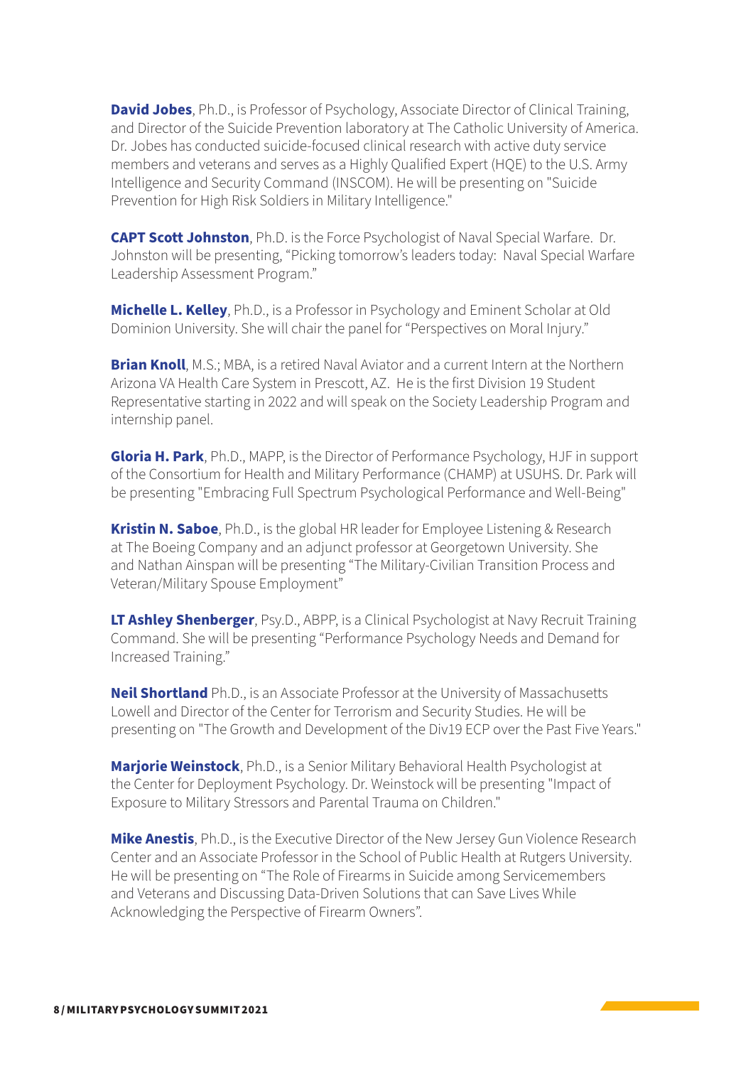**David Jobes**, Ph.D., is Professor of Psychology, Associate Director of Clinical Training, and Director of the Suicide Prevention laboratory at The Catholic University of America. Dr. Jobes has conducted suicide-focused clinical research with active duty service members and veterans and serves as a Highly Qualified Expert (HQE) to the U.S. Army Intelligence and Security Command (INSCOM). He will be presenting on "Suicide Prevention for High Risk Soldiers in Military Intelligence."

**CAPT Scott Johnston**, Ph.D. is the Force Psychologist of Naval Special Warfare. Dr. Johnston will be presenting, "Picking tomorrow's leaders today: Naval Special Warfare Leadership Assessment Program."

**Michelle L. Kelley**, Ph.D., is a Professor in Psychology and Eminent Scholar at Old Dominion University. She will chair the panel for "Perspectives on Moral Injury."

**Brian Knoll**, M.S.; MBA, is a retired Naval Aviator and a current Intern at the Northern Arizona VA Health Care System in Prescott, AZ. He is the first Division 19 Student Representative starting in 2022 and will speak on the Society Leadership Program and internship panel.

**Gloria H. Park**, Ph.D., MAPP, is the Director of Performance Psychology, HJF in support of the Consortium for Health and Military Performance (CHAMP) at USUHS. Dr. Park will be presenting "Embracing Full Spectrum Psychological Performance and Well-Being"

**Kristin N. Saboe**, Ph.D., is the global HR leader for Employee Listening & Research at The Boeing Company and an adjunct professor at Georgetown University. She and Nathan Ainspan will be presenting "The Military-Civilian Transition Process and Veteran/Military Spouse Employment"

**LT Ashley Shenberger**, Psy.D., ABPP, is a Clinical Psychologist at Navy Recruit Training Command. She will be presenting "Performance Psychology Needs and Demand for Increased Training."

**Neil Shortland** Ph.D., is an Associate Professor at the University of Massachusetts Lowell and Director of the Center for Terrorism and Security Studies. He will be presenting on "The Growth and Development of the Div19 ECP over the Past Five Years."

**Marjorie Weinstock**, Ph.D., is a Senior Military Behavioral Health Psychologist at the Center for Deployment Psychology. Dr. Weinstock will be presenting "Impact of Exposure to Military Stressors and Parental Trauma on Children."

**Mike Anestis**, Ph.D., is the Executive Director of the New Jersey Gun Violence Research Center and an Associate Professor in the School of Public Health at Rutgers University. He will be presenting on "The Role of Firearms in Suicide among Servicemembers and Veterans and Discussing Data-Driven Solutions that can Save Lives While Acknowledging the Perspective of Firearm Owners".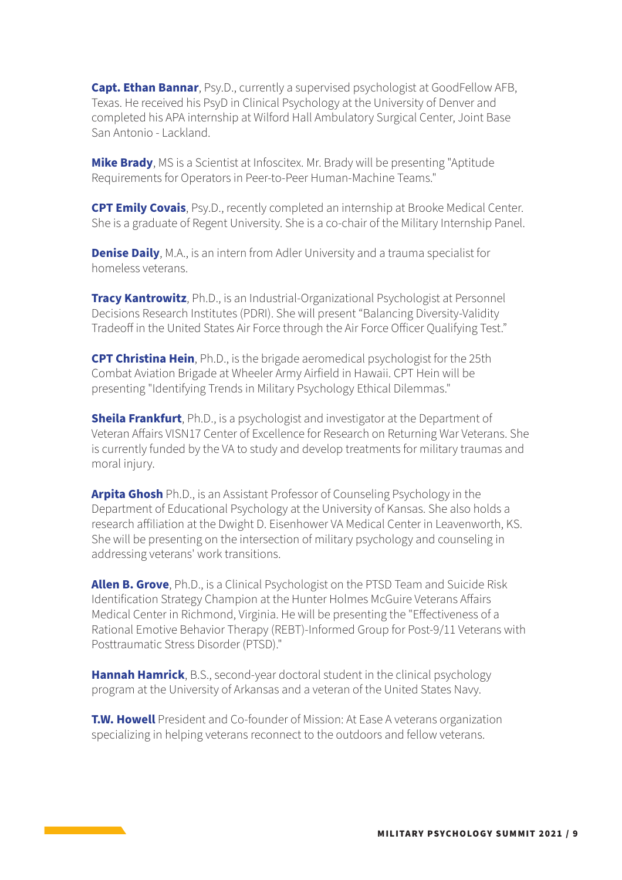**Capt. Ethan Bannar**, Psy.D., currently a supervised psychologist at GoodFellow AFB, Texas. He received his PsyD in Clinical Psychology at the University of Denver and completed his APA internship at Wilford Hall Ambulatory Surgical Center, Joint Base San Antonio - Lackland.

**Mike Brady**, MS is a Scientist at Infoscitex. Mr. Brady will be presenting "Aptitude Requirements for Operators in Peer-to-Peer Human-Machine Teams."

**CPT Emily Covais**, Psy.D., recently completed an internship at Brooke Medical Center. She is a graduate of Regent University. She is a co-chair of the Military Internship Panel.

**Denise Daily**, M.A., is an intern from Adler University and a trauma specialist for homeless veterans.

**Tracy Kantrowitz**, Ph.D., is an Industrial-Organizational Psychologist at Personnel Decisions Research Institutes (PDRI). She will present "Balancing Diversity-Validity Tradeoff in the United States Air Force through the Air Force Officer Qualifying Test."

**CPT Christina Hein**, Ph.D., is the brigade aeromedical psychologist for the 25th Combat Aviation Brigade at Wheeler Army Airfield in Hawaii. CPT Hein will be presenting "Identifying Trends in Military Psychology Ethical Dilemmas."

**Sheila Frankfurt**, Ph.D., is a psychologist and investigator at the Department of Veteran Affairs VISN17 Center of Excellence for Research on Returning War Veterans. She is currently funded by the VA to study and develop treatments for military traumas and moral injury.

**Arpita Ghosh** Ph.D., is an Assistant Professor of Counseling Psychology in the Department of Educational Psychology at the University of Kansas. She also holds a research affiliation at the Dwight D. Eisenhower VA Medical Center in Leavenworth, KS. She will be presenting on the intersection of military psychology and counseling in addressing veterans' work transitions.

**Allen B. Grove**, Ph.D., is a Clinical Psychologist on the PTSD Team and Suicide Risk Identification Strategy Champion at the Hunter Holmes McGuire Veterans Affairs Medical Center in Richmond, Virginia. He will be presenting the "Effectiveness of a Rational Emotive Behavior Therapy (REBT)-Informed Group for Post-9/11 Veterans with Posttraumatic Stress Disorder (PTSD)."

**Hannah Hamrick**, B.S., second-year doctoral student in the clinical psychology program at the University of Arkansas and a veteran of the United States Navy.

**T.W. Howell** President and Co-founder of Mission: At Ease A veterans organization specializing in helping veterans reconnect to the outdoors and fellow veterans.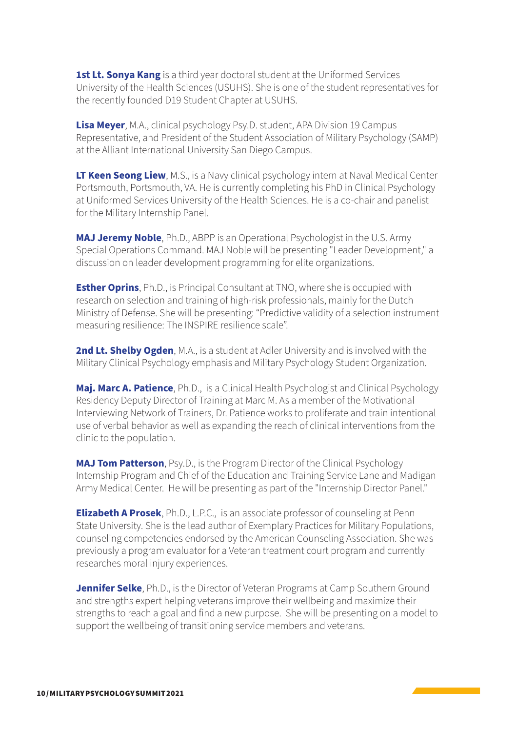**1st Lt. Sonya Kang** is a third year doctoral student at the Uniformed Services University of the Health Sciences (USUHS). She is one of the student representatives for the recently founded D19 Student Chapter at USUHS.

**Lisa Meyer**, M.A., clinical psychology Psy.D. student, APA Division 19 Campus Representative, and President of the Student Association of Military Psychology (SAMP) at the Alliant International University San Diego Campus.

**LT Keen Seong Liew**, M.S., is a Navy clinical psychology intern at Naval Medical Center Portsmouth, Portsmouth, VA. He is currently completing his PhD in Clinical Psychology at Uniformed Services University of the Health Sciences. He is a co-chair and panelist for the Military Internship Panel.

**MAJ Jeremy Noble**, Ph.D., ABPP is an Operational Psychologist in the U.S. Army Special Operations Command. MAJ Noble will be presenting "Leader Development," a discussion on leader development programming for elite organizations.

**Esther Oprins**, Ph.D., is Principal Consultant at TNO, where she is occupied with research on selection and training of high-risk professionals, mainly for the Dutch Ministry of Defense. She will be presenting: "Predictive validity of a selection instrument measuring resilience: The INSPIRE resilience scale".

**2nd Lt. Shelby Ogden**, M.A., is a student at Adler University and is involved with the Military Clinical Psychology emphasis and Military Psychology Student Organization.

**Maj. Marc A. Patience**, Ph.D., is a Clinical Health Psychologist and Clinical Psychology Residency Deputy Director of Training at Marc M. As a member of the Motivational Interviewing Network of Trainers, Dr. Patience works to proliferate and train intentional use of verbal behavior as well as expanding the reach of clinical interventions from the clinic to the population.

**MAJ Tom Patterson**, Psy.D., is the Program Director of the Clinical Psychology Internship Program and Chief of the Education and Training Service Lane and Madigan Army Medical Center. He will be presenting as part of the "Internship Director Panel."

**Elizabeth A Prosek**, Ph.D., L.P.C., is an associate professor of counseling at Penn State University. She is the lead author of Exemplary Practices for Military Populations, counseling competencies endorsed by the American Counseling Association. She was previously a program evaluator for a Veteran treatment court program and currently researches moral injury experiences.

**Jennifer Selke**, Ph.D., is the Director of Veteran Programs at Camp Southern Ground and strengths expert helping veterans improve their wellbeing and maximize their strengths to reach a goal and find a new purpose. She will be presenting on a model to support the wellbeing of transitioning service members and veterans.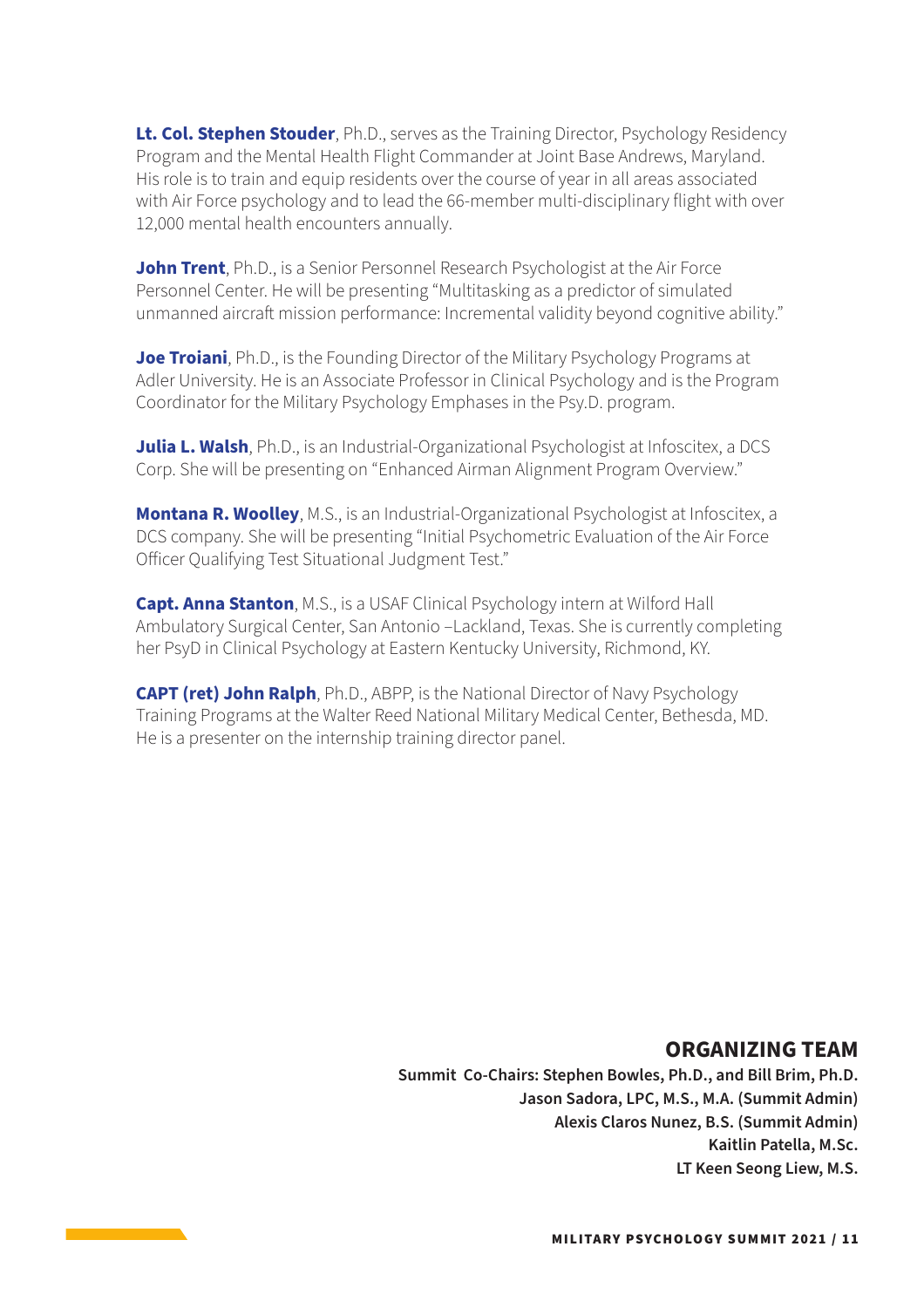**Lt. Col. Stephen Stouder**, Ph.D., serves as the Training Director, Psychology Residency Program and the Mental Health Flight Commander at Joint Base Andrews, Maryland. His role is to train and equip residents over the course of year in all areas associated with Air Force psychology and to lead the 66-member multi-disciplinary flight with over 12,000 mental health encounters annually.

**John Trent**, Ph.D., is a Senior Personnel Research Psychologist at the Air Force Personnel Center. He will be presenting "Multitasking as a predictor of simulated unmanned aircraft mission performance: Incremental validity beyond cognitive ability."

**Joe Troiani**, Ph.D., is the Founding Director of the Military Psychology Programs at Adler University. He is an Associate Professor in Clinical Psychology and is the Program Coordinator for the Military Psychology Emphases in the Psy.D. program.

**Julia L. Walsh**, Ph.D., is an Industrial-Organizational Psychologist at Infoscitex, a DCS Corp. She will be presenting on "Enhanced Airman Alignment Program Overview."

**Montana R. Woolley**, M.S., is an Industrial-Organizational Psychologist at Infoscitex, a DCS company. She will be presenting "Initial Psychometric Evaluation of the Air Force Officer Qualifying Test Situational Judgment Test."

**Capt. Anna Stanton**, M.S., is a USAF Clinical Psychology intern at Wilford Hall Ambulatory Surgical Center, San Antonio –Lackland, Texas. She is currently completing her PsyD in Clinical Psychology at Eastern Kentucky University, Richmond, KY.

**CAPT (ret) John Ralph**, Ph.D., ABPP, is the National Director of Navy Psychology Training Programs at the Walter Reed National Military Medical Center, Bethesda, MD. He is a presenter on the internship training director panel.

## ORGANIZING TEAM

**Summit Co-Chairs: Stephen Bowles, Ph.D., and Bill Brim, Ph.D.**
**Jason Sadora, LPC, M.S., M.A. (Summit Admin)**
**Alexis Claros Nunez, B.S. (Summit Admin)**
**Kaitlin Patella, M.Sc.**
**LT Keen Seong Liew, M.S.**